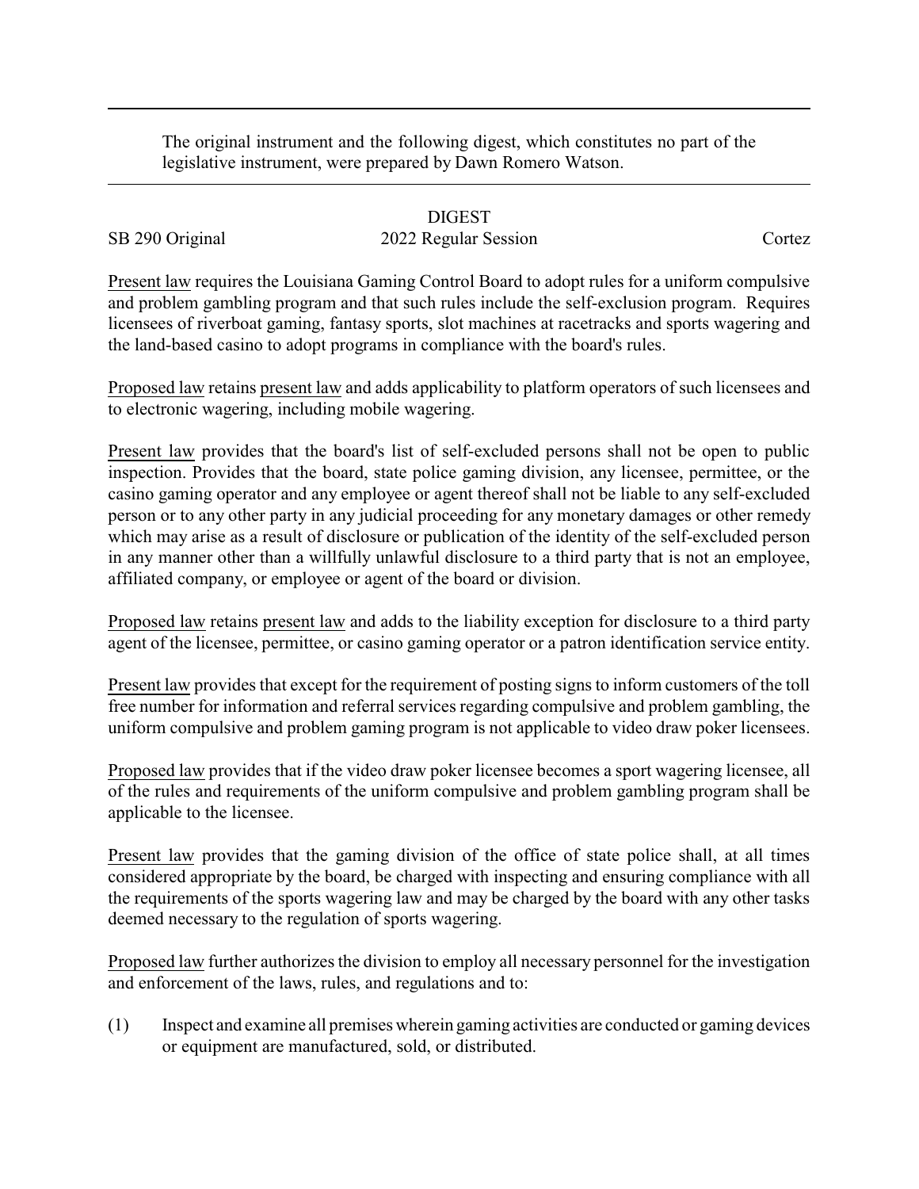The original instrument and the following digest, which constitutes no part of the legislative instrument, were prepared by Dawn Romero Watson.

DIGEST

SB 290 Original — 2022 Regular Session — Cortez

Present law requires the Louisiana Gaming Control Board to adopt rules for a uniform compulsive and problem gambling program and that such rules include the self-exclusion program. Requires licensees of riverboat gaming, fantasy sports, slot machines at racetracks and sports wagering and the land-based casino to adopt programs in compliance with the board's rules.

Proposed law retains present law and adds applicability to platform operators of such licensees and to electronic wagering, including mobile wagering.

Present law provides that the board's list of self-excluded persons shall not be open to public inspection. Provides that the board, state police gaming division, any licensee, permittee, or the casino gaming operator and any employee or agent thereof shall not be liable to any self-excluded person or to any other party in any judicial proceeding for any monetary damages or other remedy which may arise as a result of disclosure or publication of the identity of the self-excluded person in any manner other than a willfully unlawful disclosure to a third party that is not an employee, affiliated company, or employee or agent of the board or division.

Proposed law retains present law and adds to the liability exception for disclosure to a third party agent of the licensee, permittee, or casino gaming operator or a patron identification service entity.

Present law provides that except for the requirement of posting signs to inform customers of the toll free number for information and referral services regarding compulsive and problem gambling, the uniform compulsive and problem gaming program is not applicable to video draw poker licensees.

Proposed law provides that if the video draw poker licensee becomes a sport wagering licensee, all of the rules and requirements of the uniform compulsive and problem gambling program shall be applicable to the licensee.

Present law provides that the gaming division of the office of state police shall, at all times considered appropriate by the board, be charged with inspecting and ensuring compliance with all the requirements of the sports wagering law and may be charged by the board with any other tasks deemed necessary to the regulation of sports wagering.

Proposed law further authorizes the division to employ all necessary personnel for the investigation and enforcement of the laws, rules, and regulations and to:

(1) Inspect and examine all premises wherein gaming activities are conducted or gaming devices or equipment are manufactured, sold, or distributed.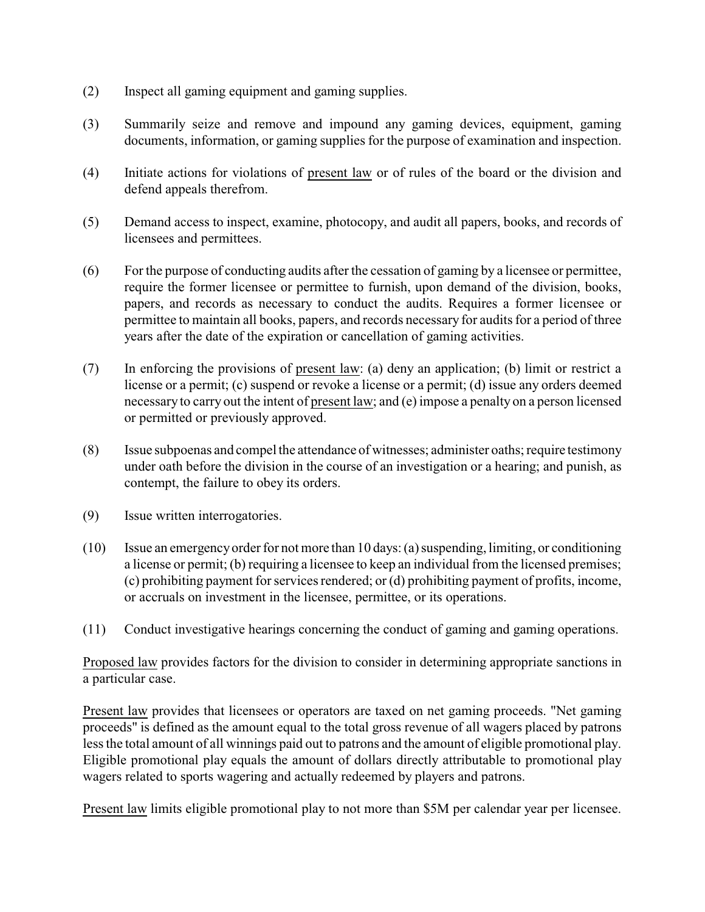(2) Inspect all gaming equipment and gaming supplies.

(3) Summarily seize and remove and impound any gaming devices, equipment, gaming documents, information, or gaming supplies for the purpose of examination and inspection.

(4) Initiate actions for violations of present law or of rules of the board or the division and defend appeals therefrom.

(5) Demand access to inspect, examine, photocopy, and audit all papers, books, and records of licensees and permittees.

(6) For the purpose of conducting audits after the cessation of gaming by a licensee or permittee, require the former licensee or permittee to furnish, upon demand of the division, books, papers, and records as necessary to conduct the audits. Requires a former licensee or permittee to maintain all books, papers, and records necessary for audits for a period of three years after the date of the expiration or cancellation of gaming activities.

(7) In enforcing the provisions of present law: (a) deny an application; (b) limit or restrict a license or a permit; (c) suspend or revoke a license or a permit; (d) issue any orders deemed necessary to carry out the intent of present law; and (e) impose a penalty on a person licensed or permitted or previously approved.

(8) Issue subpoenas and compel the attendance of witnesses; administer oaths; require testimony under oath before the division in the course of an investigation or a hearing; and punish, as contempt, the failure to obey its orders.

(9) Issue written interrogatories.

(10) Issue an emergency order for not more than 10 days: (a) suspending, limiting, or conditioning a license or permit; (b) requiring a licensee to keep an individual from the licensed premises; (c) prohibiting payment for services rendered; or (d) prohibiting payment of profits, income, or accruals on investment in the licensee, permittee, or its operations.

(11) Conduct investigative hearings concerning the conduct of gaming and gaming operations.

Proposed law provides factors for the division to consider in determining appropriate sanctions in a particular case.

Present law provides that licensees or operators are taxed on net gaming proceeds. "Net gaming proceeds" is defined as the amount equal to the total gross revenue of all wagers placed by patrons less the total amount of all winnings paid out to patrons and the amount of eligible promotional play. Eligible promotional play equals the amount of dollars directly attributable to promotional play wagers related to sports wagering and actually redeemed by players and patrons.

Present law limits eligible promotional play to not more than $5M per calendar year per licensee.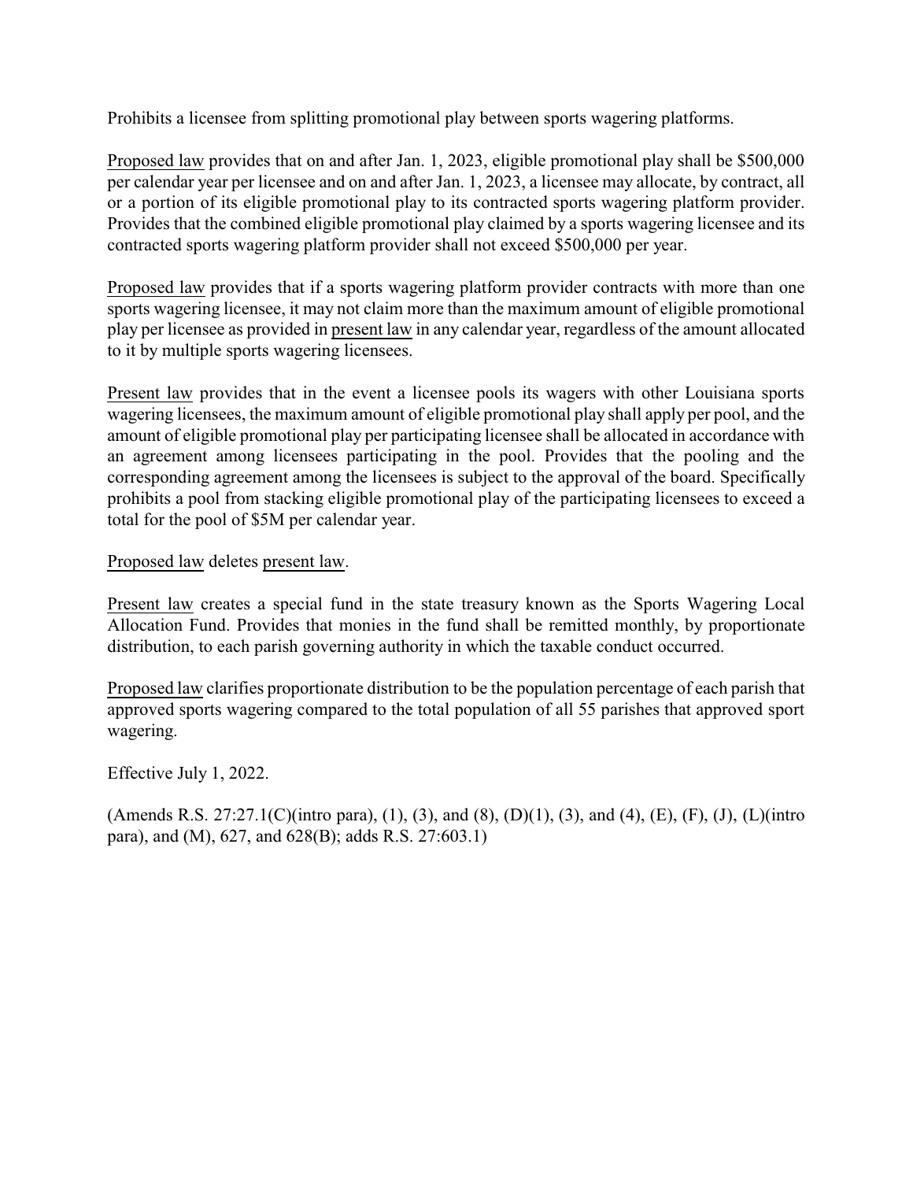Prohibits a licensee from splitting promotional play between sports wagering platforms.

Proposed law provides that on and after Jan. 1, 2023, eligible promotional play shall be $500,000 per calendar year per licensee and on and after Jan. 1, 2023, a licensee may allocate, by contract, all or a portion of its eligible promotional play to its contracted sports wagering platform provider. Provides that the combined eligible promotional play claimed by a sports wagering licensee and its contracted sports wagering platform provider shall not exceed $500,000 per year.

Proposed law provides that if a sports wagering platform provider contracts with more than one sports wagering licensee, it may not claim more than the maximum amount of eligible promotional play per licensee as provided in present law in any calendar year, regardless of the amount allocated to it by multiple sports wagering licensees.

Present law provides that in the event a licensee pools its wagers with other Louisiana sports wagering licensees, the maximum amount of eligible promotional play shall apply per pool, and the amount of eligible promotional play per participating licensee shall be allocated in accordance with an agreement among licensees participating in the pool. Provides that the pooling and the corresponding agreement among the licensees is subject to the approval of the board. Specifically prohibits a pool from stacking eligible promotional play of the participating licensees to exceed a total for the pool of $5M per calendar year.

Proposed law deletes present law.

Present law creates a special fund in the state treasury known as the Sports Wagering Local Allocation Fund. Provides that monies in the fund shall be remitted monthly, by proportionate distribution, to each parish governing authority in which the taxable conduct occurred.

Proposed law clarifies proportionate distribution to be the population percentage of each parish that approved sports wagering compared to the total population of all 55 parishes that approved sport wagering.

Effective July 1, 2022.

(Amends R.S. 27:27.1(C)(intro para), (1), (3), and (8), (D)(1), (3), and (4), (E), (F), (J), (L)(intro para), and (M), 627, and 628(B); adds R.S. 27:603.1)